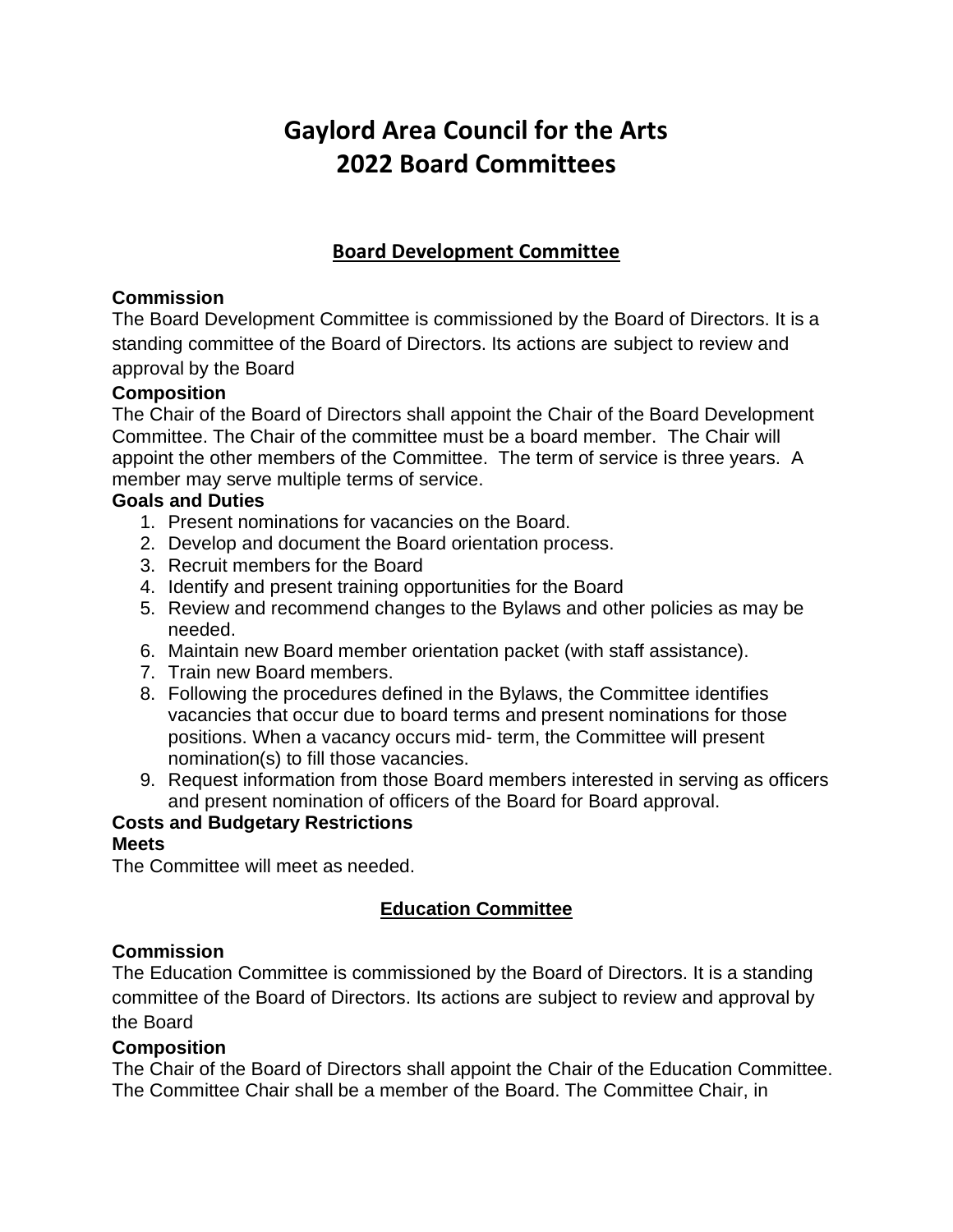# Gaylord Area Council for the Arts
# 2022 Board Committees

## Board Development Committee

**Commission**

The Board Development Committee is commissioned by the Board of Directors. It is a standing committee of the Board of Directors. Its actions are subject to review and approval by the Board

**Composition**

The Chair of the Board of Directors shall appoint the Chair of the Board Development Committee. The Chair of the committee must be a board member. The Chair will appoint the other members of the Committee. The term of service is three years. A member may serve multiple terms of service.

**Goals and Duties**

1. Present nominations for vacancies on the Board.
2. Develop and document the Board orientation process.
3. Recruit members for the Board
4. Identify and present training opportunities for the Board
5. Review and recommend changes to the Bylaws and other policies as may be needed.
6. Maintain new Board member orientation packet (with staff assistance).
7. Train new Board members.
8. Following the procedures defined in the Bylaws, the Committee identifies vacancies that occur due to board terms and present nominations for those positions. When a vacancy occurs mid- term, the Committee will present nomination(s) to fill those vacancies.
9. Request information from those Board members interested in serving as officers and present nomination of officers of the Board for Board approval.

**Costs and Budgetary Restrictions**

**Meets**

The Committee will meet as needed.

## Education Committee

**Commission**

The Education Committee is commissioned by the Board of Directors. It is a standing committee of the Board of Directors. Its actions are subject to review and approval by the Board

**Composition**

The Chair of the Board of Directors shall appoint the Chair of the Education Committee. The Committee Chair shall be a member of the Board. The Committee Chair, in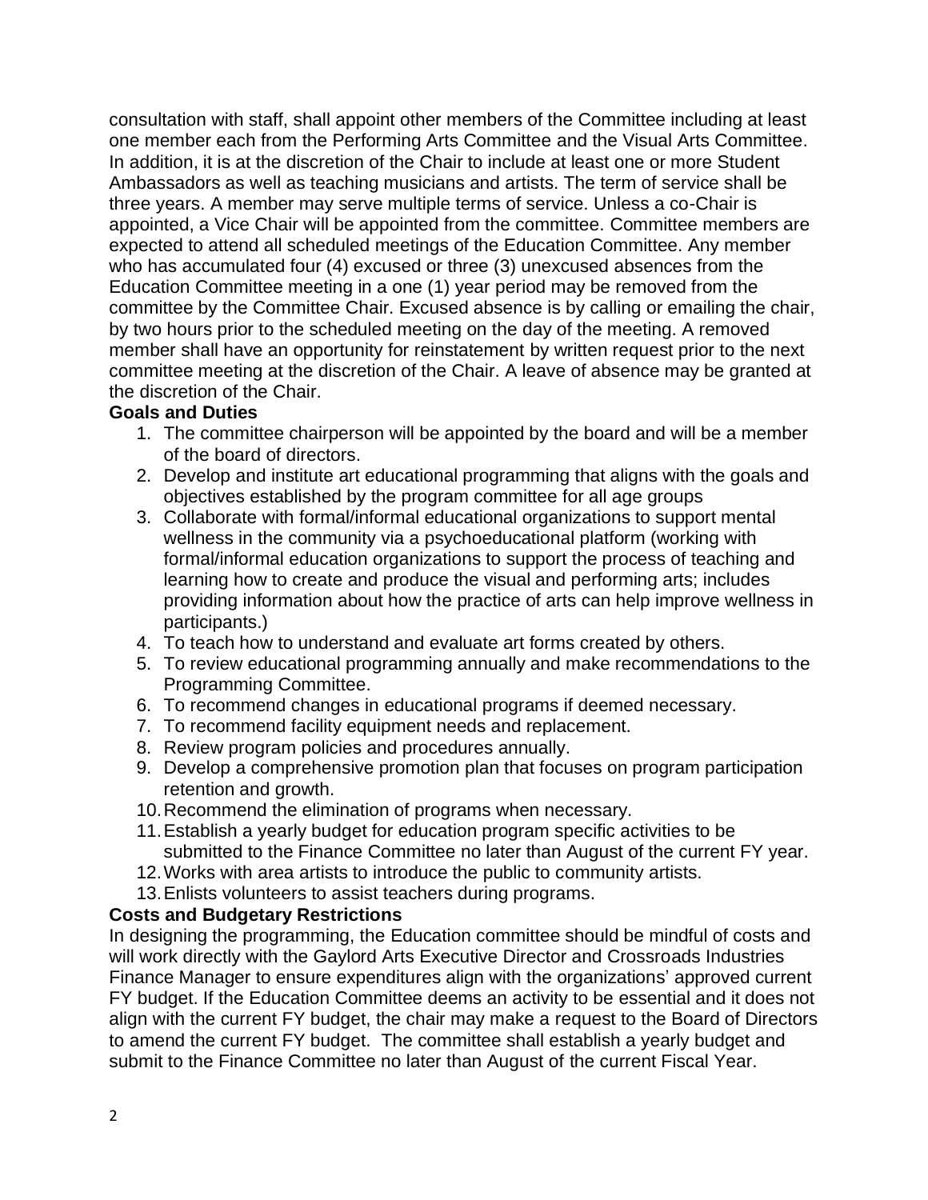consultation with staff, shall appoint other members of the Committee including at least one member each from the Performing Arts Committee and the Visual Arts Committee. In addition, it is at the discretion of the Chair to include at least one or more Student Ambassadors as well as teaching musicians and artists. The term of service shall be three years. A member may serve multiple terms of service. Unless a co-Chair is appointed, a Vice Chair will be appointed from the committee. Committee members are expected to attend all scheduled meetings of the Education Committee. Any member who has accumulated four (4) excused or three (3) unexcused absences from the Education Committee meeting in a one (1) year period may be removed from the committee by the Committee Chair. Excused absence is by calling or emailing the chair, by two hours prior to the scheduled meeting on the day of the meeting. A removed member shall have an opportunity for reinstatement by written request prior to the next committee meeting at the discretion of the Chair. A leave of absence may be granted at the discretion of the Chair.

**Goals and Duties**

1. The committee chairperson will be appointed by the board and will be a member of the board of directors.
2. Develop and institute art educational programming that aligns with the goals and objectives established by the program committee for all age groups
3. Collaborate with formal/informal educational organizations to support mental wellness in the community via a psychoeducational platform (working with formal/informal education organizations to support the process of teaching and learning how to create and produce the visual and performing arts; includes providing information about how the practice of arts can help improve wellness in participants.)
4. To teach how to understand and evaluate art forms created by others.
5. To review educational programming annually and make recommendations to the Programming Committee.
6. To recommend changes in educational programs if deemed necessary.
7. To recommend facility equipment needs and replacement.
8. Review program policies and procedures annually.
9. Develop a comprehensive promotion plan that focuses on program participation retention and growth.
10. Recommend the elimination of programs when necessary.
11. Establish a yearly budget for education program specific activities to be submitted to the Finance Committee no later than August of the current FY year.
12. Works with area artists to introduce the public to community artists.
13. Enlists volunteers to assist teachers during programs.

**Costs and Budgetary Restrictions**

In designing the programming, the Education committee should be mindful of costs and will work directly with the Gaylord Arts Executive Director and Crossroads Industries Finance Manager to ensure expenditures align with the organizations' approved current FY budget. If the Education Committee deems an activity to be essential and it does not align with the current FY budget, the chair may make a request to the Board of Directors to amend the current FY budget. The committee shall establish a yearly budget and submit to the Finance Committee no later than August of the current Fiscal Year.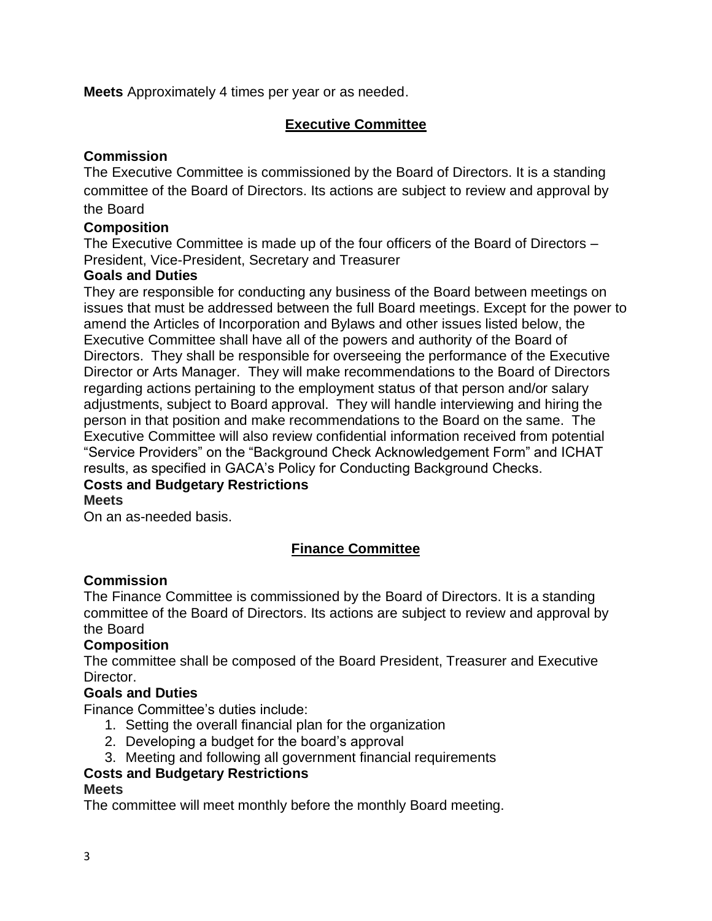**Meets** Approximately 4 times per year or as needed.

## Executive Committee

**Commission**

The Executive Committee is commissioned by the Board of Directors. It is a standing committee of the Board of Directors. Its actions are subject to review and approval by the Board

**Composition**

The Executive Committee is made up of the four officers of the Board of Directors – President, Vice-President, Secretary and Treasurer

**Goals and Duties**

They are responsible for conducting any business of the Board between meetings on issues that must be addressed between the full Board meetings. Except for the power to amend the Articles of Incorporation and Bylaws and other issues listed below, the Executive Committee shall have all of the powers and authority of the Board of Directors. They shall be responsible for overseeing the performance of the Executive Director or Arts Manager. They will make recommendations to the Board of Directors regarding actions pertaining to the employment status of that person and/or salary adjustments, subject to Board approval. They will handle interviewing and hiring the person in that position and make recommendations to the Board on the same. The Executive Committee will also review confidential information received from potential "Service Providers" on the "Background Check Acknowledgement Form" and ICHAT results, as specified in GACA's Policy for Conducting Background Checks.

**Costs and Budgetary Restrictions**

**Meets**

On an as-needed basis.

## Finance Committee

**Commission**

The Finance Committee is commissioned by the Board of Directors. It is a standing committee of the Board of Directors. Its actions are subject to review and approval by the Board

**Composition**

The committee shall be composed of the Board President, Treasurer and Executive Director.

**Goals and Duties**

Finance Committee's duties include:

1. Setting the overall financial plan for the organization
2. Developing a budget for the board's approval
3. Meeting and following all government financial requirements

**Costs and Budgetary Restrictions**

**Meets**

The committee will meet monthly before the monthly Board meeting.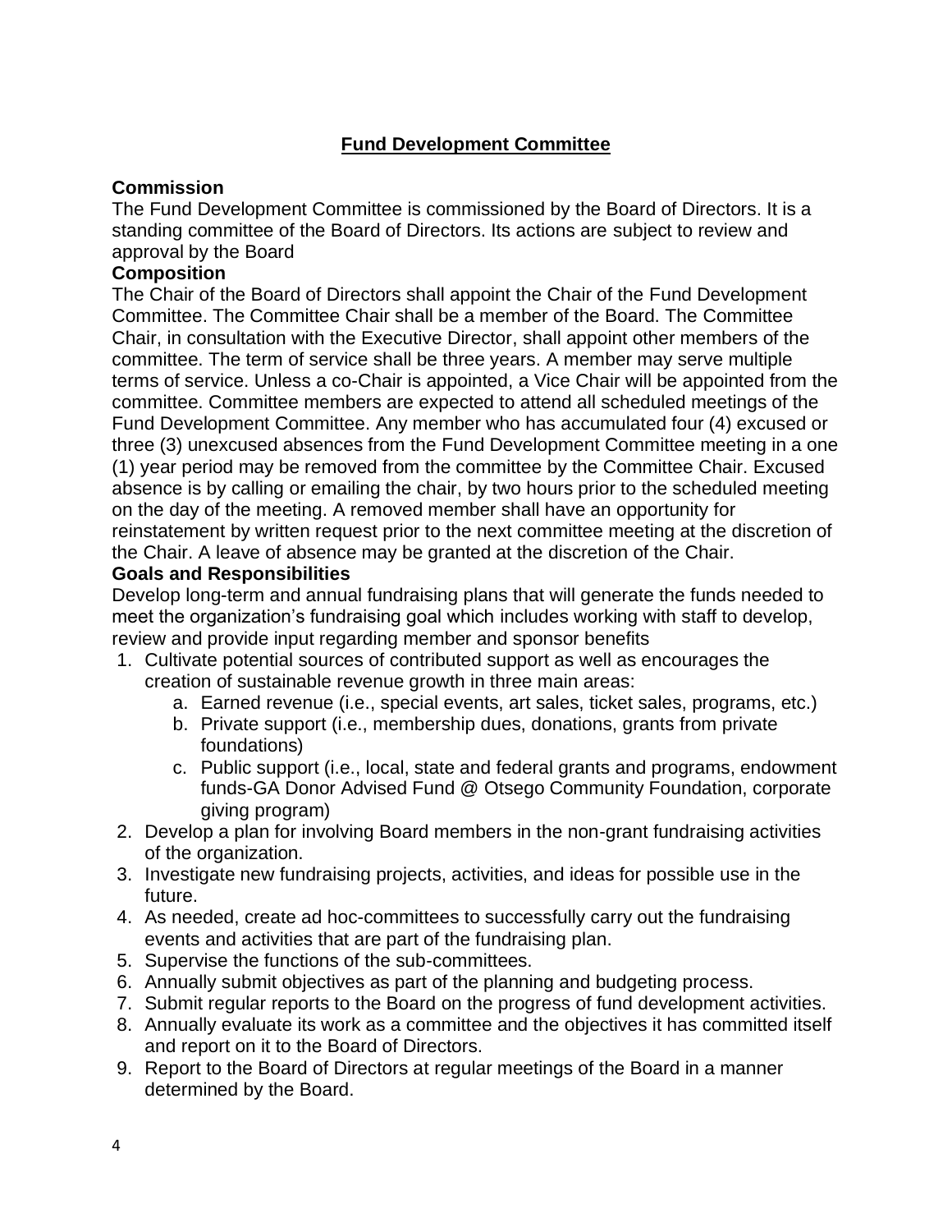# Fund Development Committee

**Commission**

The Fund Development Committee is commissioned by the Board of Directors. It is a standing committee of the Board of Directors. Its actions are subject to review and approval by the Board

**Composition**

The Chair of the Board of Directors shall appoint the Chair of the Fund Development Committee. The Committee Chair shall be a member of the Board. The Committee Chair, in consultation with the Executive Director, shall appoint other members of the committee. The term of service shall be three years. A member may serve multiple terms of service. Unless a co-Chair is appointed, a Vice Chair will be appointed from the committee. Committee members are expected to attend all scheduled meetings of the Fund Development Committee. Any member who has accumulated four (4) excused or three (3) unexcused absences from the Fund Development Committee meeting in a one (1) year period may be removed from the committee by the Committee Chair. Excused absence is by calling or emailing the chair, by two hours prior to the scheduled meeting on the day of the meeting. A removed member shall have an opportunity for reinstatement by written request prior to the next committee meeting at the discretion of the Chair. A leave of absence may be granted at the discretion of the Chair.

**Goals and Responsibilities**

Develop long-term and annual fundraising plans that will generate the funds needed to meet the organization's fundraising goal which includes working with staff to develop, review and provide input regarding member and sponsor benefits

1. Cultivate potential sources of contributed support as well as encourages the creation of sustainable revenue growth in three main areas:
   a. Earned revenue (i.e., special events, art sales, ticket sales, programs, etc.)
   b. Private support (i.e., membership dues, donations, grants from private foundations)
   c. Public support (i.e., local, state and federal grants and programs, endowment funds-GA Donor Advised Fund @ Otsego Community Foundation, corporate giving program)
2. Develop a plan for involving Board members in the non-grant fundraising activities of the organization.
3. Investigate new fundraising projects, activities, and ideas for possible use in the future.
4. As needed, create ad hoc-committees to successfully carry out the fundraising events and activities that are part of the fundraising plan.
5. Supervise the functions of the sub-committees.
6. Annually submit objectives as part of the planning and budgeting process.
7. Submit regular reports to the Board on the progress of fund development activities.
8. Annually evaluate its work as a committee and the objectives it has committed itself and report on it to the Board of Directors.
9. Report to the Board of Directors at regular meetings of the Board in a manner determined by the Board.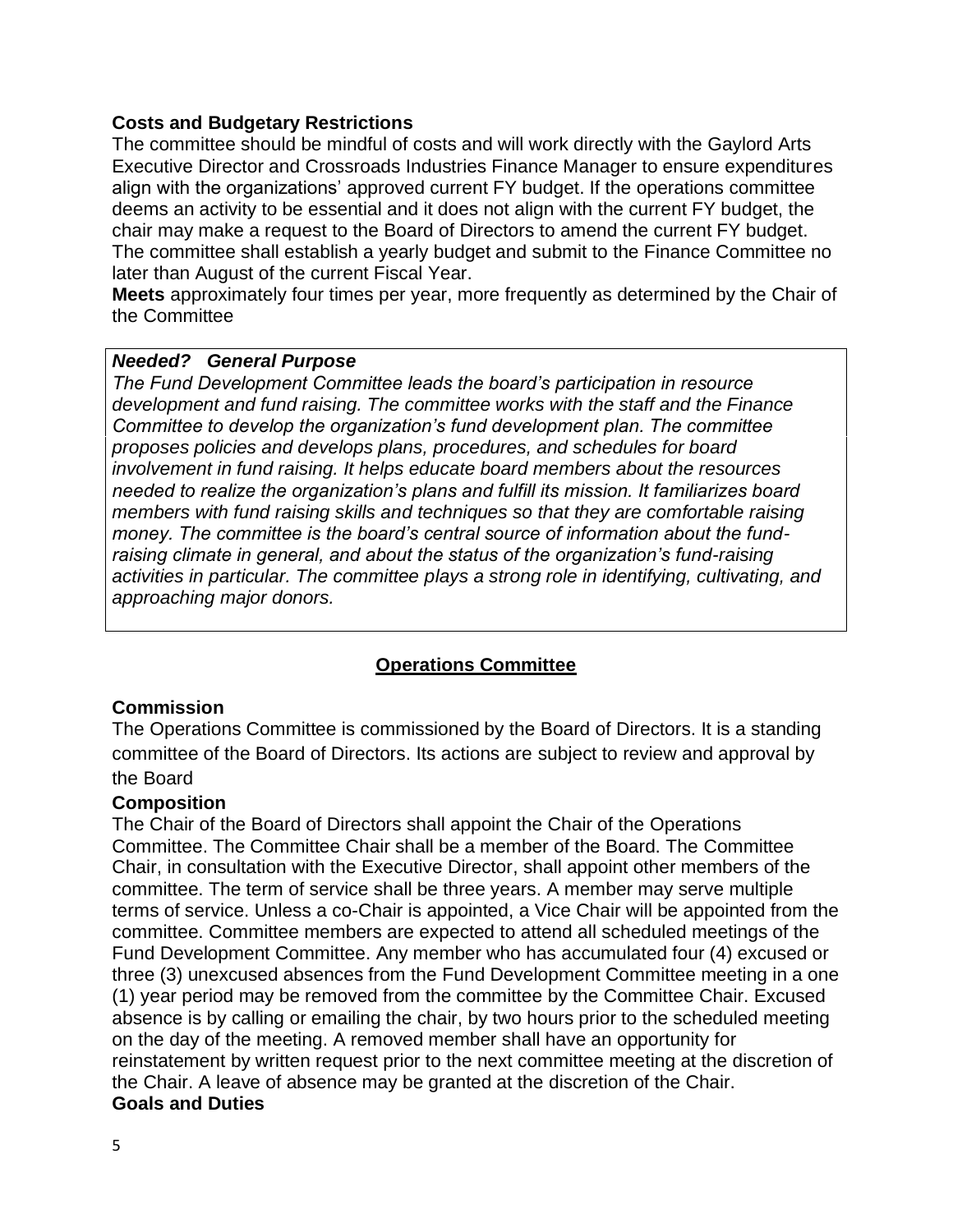**Costs and Budgetary Restrictions**

The committee should be mindful of costs and will work directly with the Gaylord Arts Executive Director and Crossroads Industries Finance Manager to ensure expenditures align with the organizations' approved current FY budget. If the operations committee deems an activity to be essential and it does not align with the current FY budget, the chair may make a request to the Board of Directors to amend the current FY budget. The committee shall establish a yearly budget and submit to the Finance Committee no later than August of the current Fiscal Year.

**Meets** approximately four times per year, more frequently as determined by the Chair of the Committee

***Needed? General Purpose***

*The Fund Development Committee leads the board's participation in resource development and fund raising. The committee works with the staff and the Finance Committee to develop the organization's fund development plan. The committee proposes policies and develops plans, procedures, and schedules for board involvement in fund raising. It helps educate board members about the resources needed to realize the organization's plans and fulfill its mission. It familiarizes board members with fund raising skills and techniques so that they are comfortable raising money. The committee is the board's central source of information about the fund-raising climate in general, and about the status of the organization's fund-raising activities in particular. The committee plays a strong role in identifying, cultivating, and approaching major donors.*

## Operations Committee

**Commission**

The Operations Committee is commissioned by the Board of Directors. It is a standing committee of the Board of Directors. Its actions are subject to review and approval by the Board

**Composition**

The Chair of the Board of Directors shall appoint the Chair of the Operations Committee. The Committee Chair shall be a member of the Board. The Committee Chair, in consultation with the Executive Director, shall appoint other members of the committee. The term of service shall be three years. A member may serve multiple terms of service. Unless a co-Chair is appointed, a Vice Chair will be appointed from the committee. Committee members are expected to attend all scheduled meetings of the Fund Development Committee. Any member who has accumulated four (4) excused or three (3) unexcused absences from the Fund Development Committee meeting in a one (1) year period may be removed from the committee by the Committee Chair. Excused absence is by calling or emailing the chair, by two hours prior to the scheduled meeting on the day of the meeting. A removed member shall have an opportunity for reinstatement by written request prior to the next committee meeting at the discretion of the Chair. A leave of absence may be granted at the discretion of the Chair.

**Goals and Duties**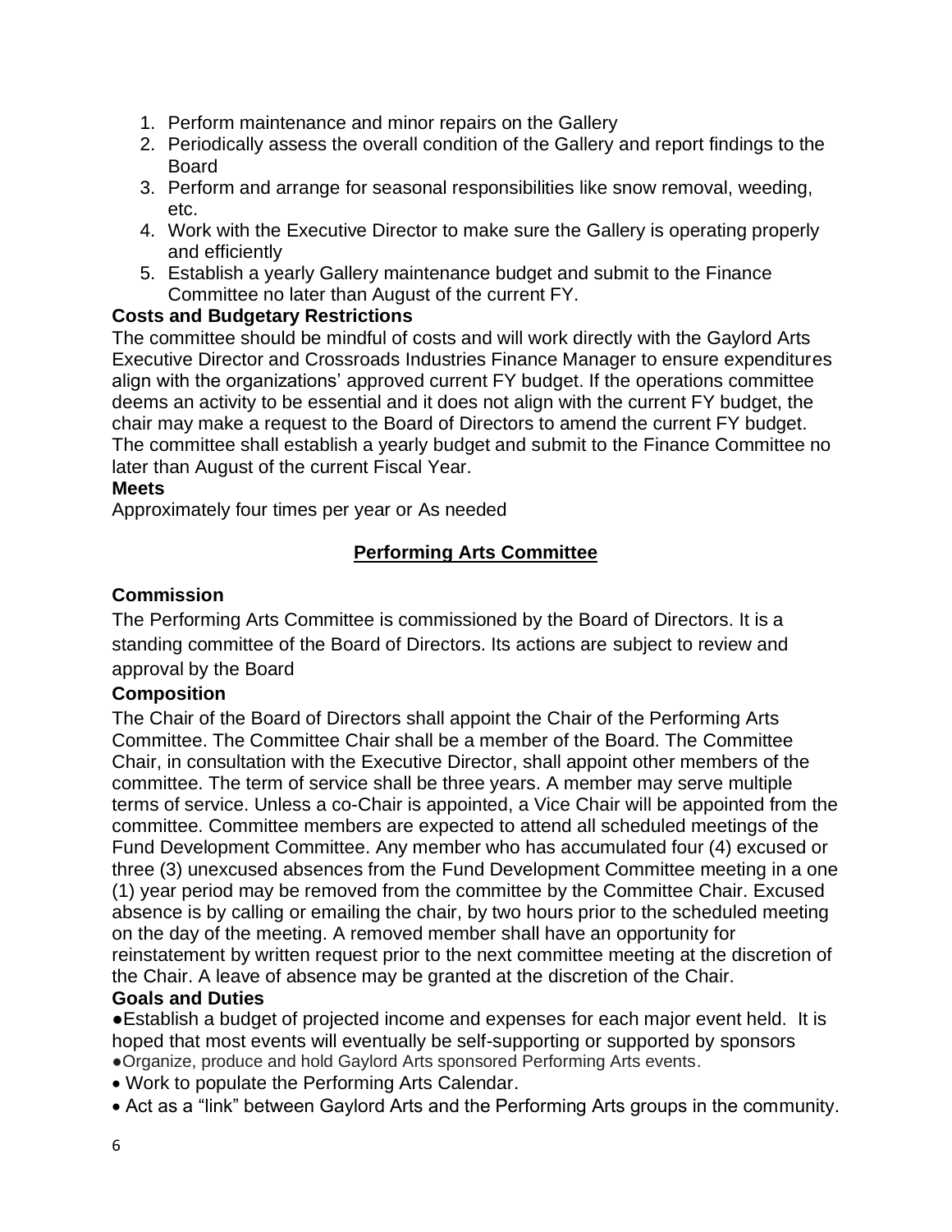1. Perform maintenance and minor repairs on the Gallery
2. Periodically assess the overall condition of the Gallery and report findings to the Board
3. Perform and arrange for seasonal responsibilities like snow removal, weeding, etc.
4. Work with the Executive Director to make sure the Gallery is operating properly and efficiently
5. Establish a yearly Gallery maintenance budget and submit to the Finance Committee no later than August of the current FY.

**Costs and Budgetary Restrictions**

The committee should be mindful of costs and will work directly with the Gaylord Arts Executive Director and Crossroads Industries Finance Manager to ensure expenditures align with the organizations' approved current FY budget. If the operations committee deems an activity to be essential and it does not align with the current FY budget, the chair may make a request to the Board of Directors to amend the current FY budget. The committee shall establish a yearly budget and submit to the Finance Committee no later than August of the current Fiscal Year.

**Meets**

Approximately four times per year or As needed

## Performing Arts Committee

**Commission**

The Performing Arts Committee is commissioned by the Board of Directors. It is a standing committee of the Board of Directors. Its actions are subject to review and approval by the Board

**Composition**

The Chair of the Board of Directors shall appoint the Chair of the Performing Arts Committee. The Committee Chair shall be a member of the Board. The Committee Chair, in consultation with the Executive Director, shall appoint other members of the committee. The term of service shall be three years. A member may serve multiple terms of service. Unless a co-Chair is appointed, a Vice Chair will be appointed from the committee. Committee members are expected to attend all scheduled meetings of the Fund Development Committee. Any member who has accumulated four (4) excused or three (3) unexcused absences from the Fund Development Committee meeting in a one (1) year period may be removed from the committee by the Committee Chair. Excused absence is by calling or emailing the chair, by two hours prior to the scheduled meeting on the day of the meeting. A removed member shall have an opportunity for reinstatement by written request prior to the next committee meeting at the discretion of the Chair. A leave of absence may be granted at the discretion of the Chair.

**Goals and Duties**

- Establish a budget of projected income and expenses for each major event held. It is hoped that most events will eventually be self-supporting or supported by sponsors
- Organize, produce and hold Gaylord Arts sponsored Performing Arts events.
- Work to populate the Performing Arts Calendar.
- Act as a "link" between Gaylord Arts and the Performing Arts groups in the community.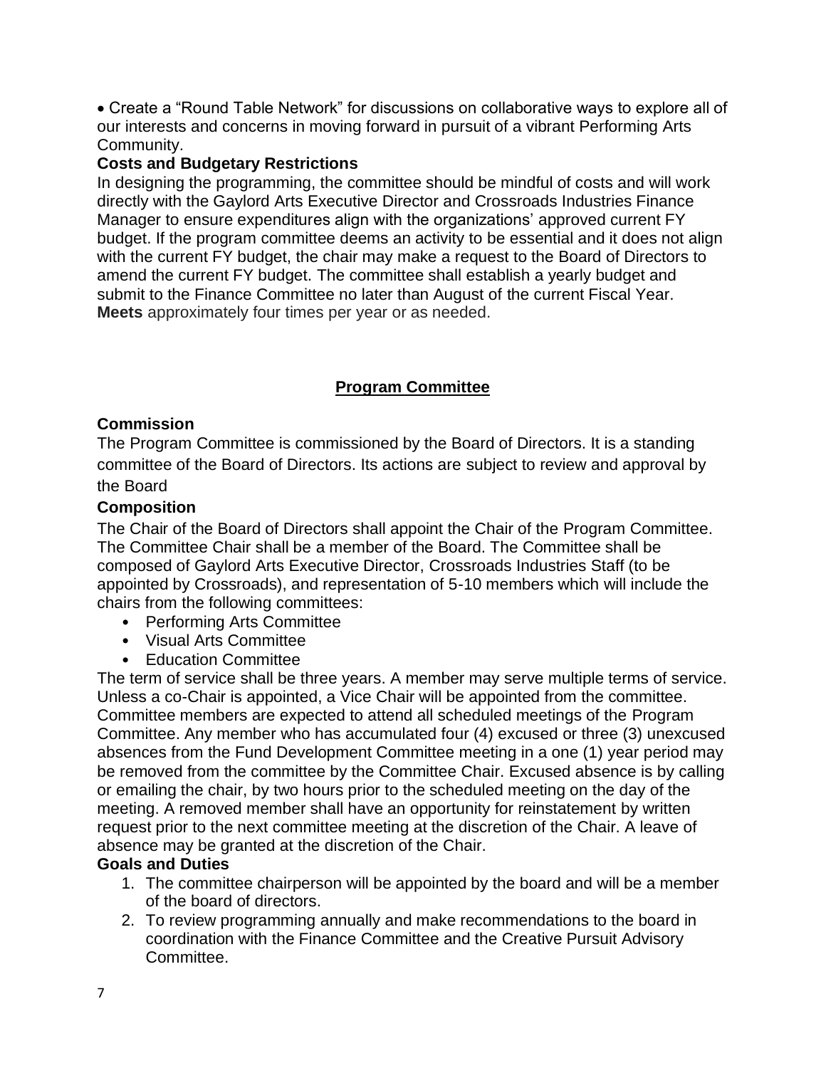- Create a “Round Table Network” for discussions on collaborative ways to explore all of our interests and concerns in moving forward in pursuit of a vibrant Performing Arts Community.

**Costs and Budgetary Restrictions**

In designing the programming, the committee should be mindful of costs and will work directly with the Gaylord Arts Executive Director and Crossroads Industries Finance Manager to ensure expenditures align with the organizations’ approved current FY budget. If the program committee deems an activity to be essential and it does not align with the current FY budget, the chair may make a request to the Board of Directors to amend the current FY budget. The committee shall establish a yearly budget and submit to the Finance Committee no later than August of the current Fiscal Year.

**Meets** approximately four times per year or as needed.

## Program Committee

**Commission**

The Program Committee is commissioned by the Board of Directors. It is a standing committee of the Board of Directors. Its actions are subject to review and approval by the Board

**Composition**

The Chair of the Board of Directors shall appoint the Chair of the Program Committee. The Committee Chair shall be a member of the Board. The Committee shall be composed of Gaylord Arts Executive Director, Crossroads Industries Staff (to be appointed by Crossroads), and representation of 5-10 members which will include the chairs from the following committees:

- Performing Arts Committee
- Visual Arts Committee
- Education Committee

The term of service shall be three years. A member may serve multiple terms of service. Unless a co-Chair is appointed, a Vice Chair will be appointed from the committee. Committee members are expected to attend all scheduled meetings of the Program Committee. Any member who has accumulated four (4) excused or three (3) unexcused absences from the Fund Development Committee meeting in a one (1) year period may be removed from the committee by the Committee Chair. Excused absence is by calling or emailing the chair, by two hours prior to the scheduled meeting on the day of the meeting. A removed member shall have an opportunity for reinstatement by written request prior to the next committee meeting at the discretion of the Chair. A leave of absence may be granted at the discretion of the Chair.

**Goals and Duties**

1. The committee chairperson will be appointed by the board and will be a member of the board of directors.
2. To review programming annually and make recommendations to the board in coordination with the Finance Committee and the Creative Pursuit Advisory Committee.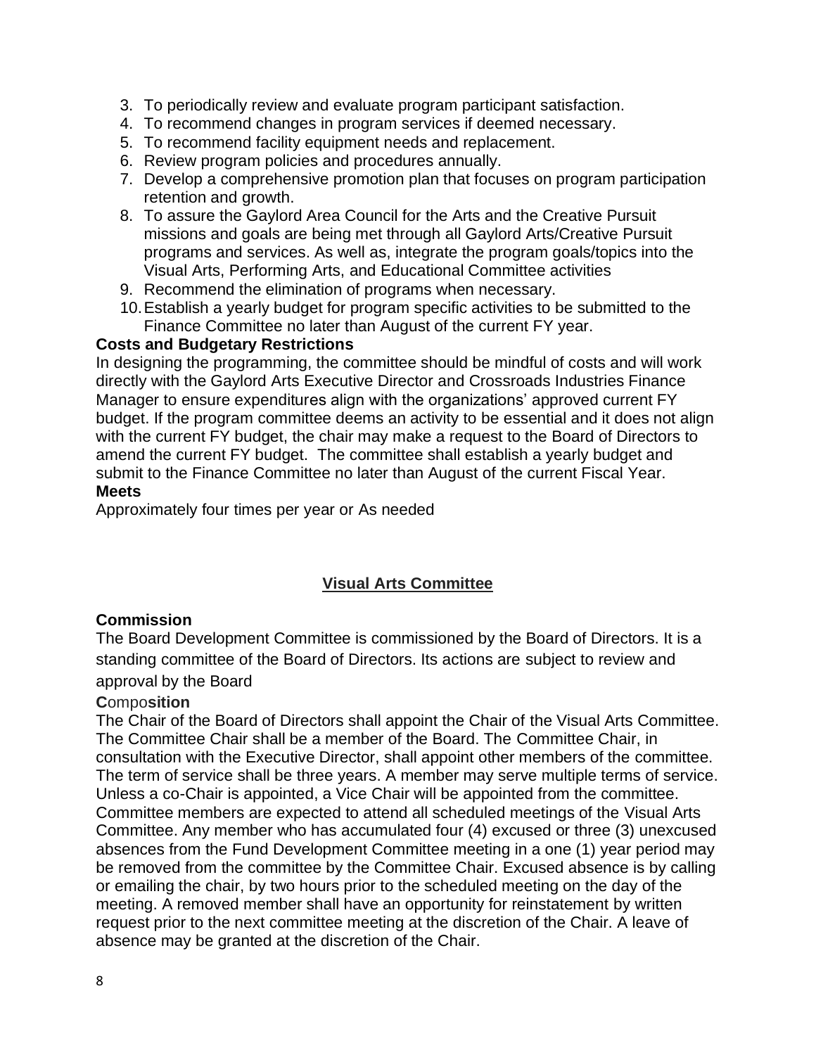3. To periodically review and evaluate program participant satisfaction.
4. To recommend changes in program services if deemed necessary.
5. To recommend facility equipment needs and replacement.
6. Review program policies and procedures annually.
7. Develop a comprehensive promotion plan that focuses on program participation retention and growth.
8. To assure the Gaylord Area Council for the Arts and the Creative Pursuit missions and goals are being met through all Gaylord Arts/Creative Pursuit programs and services. As well as, integrate the program goals/topics into the Visual Arts, Performing Arts, and Educational Committee activities
9. Recommend the elimination of programs when necessary.
10. Establish a yearly budget for program specific activities to be submitted to the Finance Committee no later than August of the current FY year.

**Costs and Budgetary Restrictions**

In designing the programming, the committee should be mindful of costs and will work directly with the Gaylord Arts Executive Director and Crossroads Industries Finance Manager to ensure expenditures align with the organizations' approved current FY budget. If the program committee deems an activity to be essential and it does not align with the current FY budget, the chair may make a request to the Board of Directors to amend the current FY budget. The committee shall establish a yearly budget and submit to the Finance Committee no later than August of the current Fiscal Year.

**Meets**

Approximately four times per year or As needed

## Visual Arts Committee

**Commission**

The Board Development Committee is commissioned by the Board of Directors. It is a standing committee of the Board of Directors. Its actions are subject to review and approval by the Board

**Composition**

The Chair of the Board of Directors shall appoint the Chair of the Visual Arts Committee. The Committee Chair shall be a member of the Board. The Committee Chair, in consultation with the Executive Director, shall appoint other members of the committee. The term of service shall be three years. A member may serve multiple terms of service. Unless a co-Chair is appointed, a Vice Chair will be appointed from the committee. Committee members are expected to attend all scheduled meetings of the Visual Arts Committee. Any member who has accumulated four (4) excused or three (3) unexcused absences from the Fund Development Committee meeting in a one (1) year period may be removed from the committee by the Committee Chair. Excused absence is by calling or emailing the chair, by two hours prior to the scheduled meeting on the day of the meeting. A removed member shall have an opportunity for reinstatement by written request prior to the next committee meeting at the discretion of the Chair. A leave of absence may be granted at the discretion of the Chair.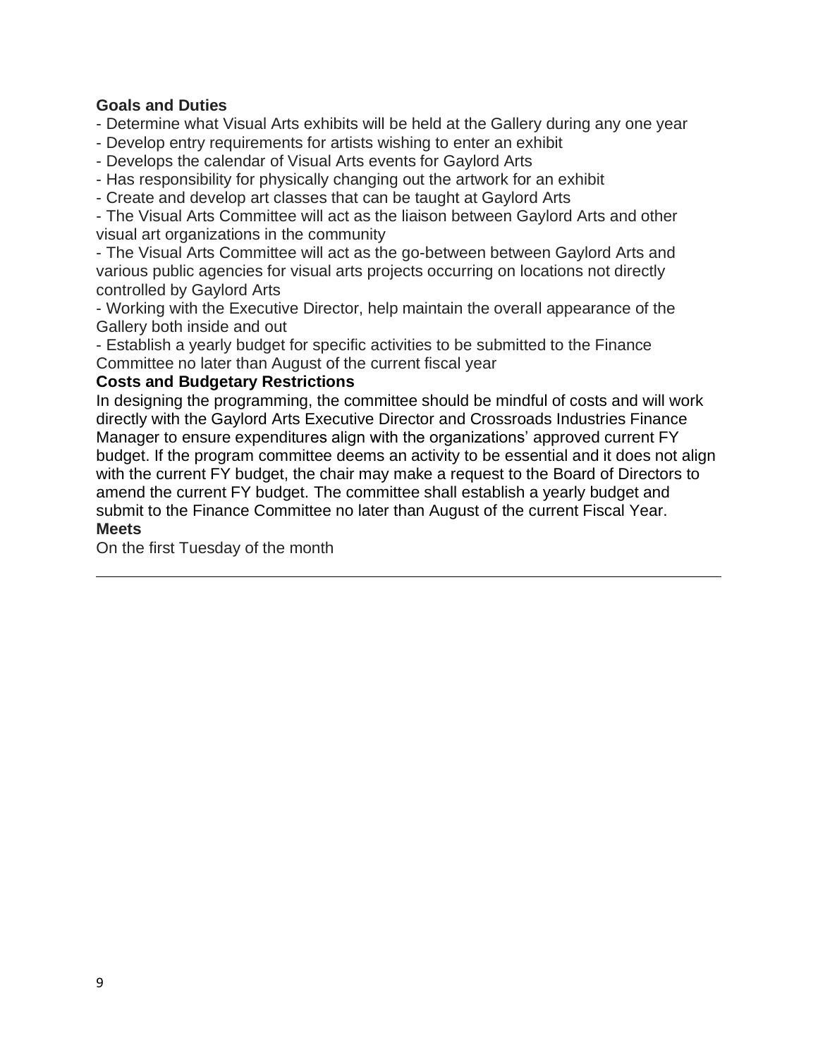**Goals and Duties**

- Determine what Visual Arts exhibits will be held at the Gallery during any one year
- Develop entry requirements for artists wishing to enter an exhibit
- Develops the calendar of Visual Arts events for Gaylord Arts
- Has responsibility for physically changing out the artwork for an exhibit
- Create and develop art classes that can be taught at Gaylord Arts
- The Visual Arts Committee will act as the liaison between Gaylord Arts and other visual art organizations in the community
- The Visual Arts Committee will act as the go-between between Gaylord Arts and various public agencies for visual arts projects occurring on locations not directly controlled by Gaylord Arts
- Working with the Executive Director, help maintain the overall appearance of the Gallery both inside and out
- Establish a yearly budget for specific activities to be submitted to the Finance Committee no later than August of the current fiscal year

**Costs and Budgetary Restrictions**

In designing the programming, the committee should be mindful of costs and will work directly with the Gaylord Arts Executive Director and Crossroads Industries Finance Manager to ensure expenditures align with the organizations' approved current FY budget. If the program committee deems an activity to be essential and it does not align with the current FY budget, the chair may make a request to the Board of Directors to amend the current FY budget. The committee shall establish a yearly budget and submit to the Finance Committee no later than August of the current Fiscal Year.

**Meets**

On the first Tuesday of the month

---